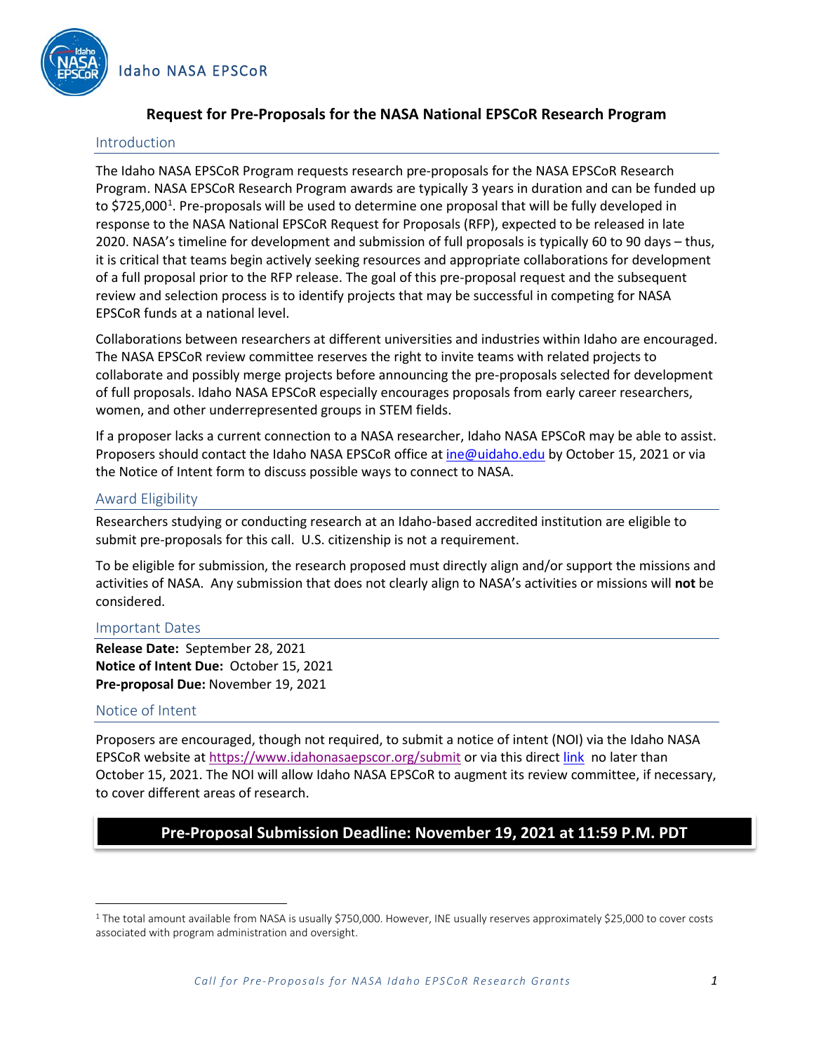Idaho NASA EPSCoR

# Request for Pre-Proposals for the NASA National EPSCoR Research Program

## Introduction

The Idaho NASA EPSCoR Program requests research pre-proposals for the NASA EPSCoR Research Program. NASA EPSCoR Research Program awards are typically 3 years in duration and can be funded up to $725,000[1]. Pre-proposals will be used to determine one proposal that will be fully developed in response to the NASA National EPSCoR Request for Proposals (RFP), expected to be released in late 2020. NASA's timeline for development and submission of full proposals is typically 60 to 90 days – thus, it is critical that teams begin actively seeking resources and appropriate collaborations for development of a full proposal prior to the RFP release. The goal of this pre-proposal request and the subsequent review and selection process is to identify projects that may be successful in competing for NASA EPSCoR funds at a national level.

Collaborations between researchers at different universities and industries within Idaho are encouraged. The NASA EPSCoR review committee reserves the right to invite teams with related projects to collaborate and possibly merge projects before announcing the pre-proposals selected for development of full proposals. Idaho NASA EPSCoR especially encourages proposals from early career researchers, women, and other underrepresented groups in STEM fields.

If a proposer lacks a current connection to a NASA researcher, Idaho NASA EPSCoR may be able to assist. Proposers should contact the Idaho NASA EPSCoR office at ine@uidaho.edu by October 15, 2021 or via the Notice of Intent form to discuss possible ways to connect to NASA.

## Award Eligibility

Researchers studying or conducting research at an Idaho-based accredited institution are eligible to submit pre-proposals for this call. U.S. citizenship is not a requirement.

To be eligible for submission, the research proposed must directly align and/or support the missions and activities of NASA. Any submission that does not clearly align to NASA's activities or missions will **not** be considered.

## Important Dates

**Release Date:** September 28, 2021
**Notice of Intent Due:** October 15, 2021
**Pre-proposal Due:** November 19, 2021

## Notice of Intent

Proposers are encouraged, though not required, to submit a notice of intent (NOI) via the Idaho NASA EPSCoR website at https://www.idahonasaepscor.org/submit or via this direct link no later than October 15, 2021. The NOI will allow Idaho NASA EPSCoR to augment its review committee, if necessary, to cover different areas of research.

**Pre-Proposal Submission Deadline: November 19, 2021 at 11:59 P.M. PDT**

[1] The total amount available from NASA is usually $750,000. However, INE usually reserves approximately $25,000 to cover costs associated with program administration and oversight.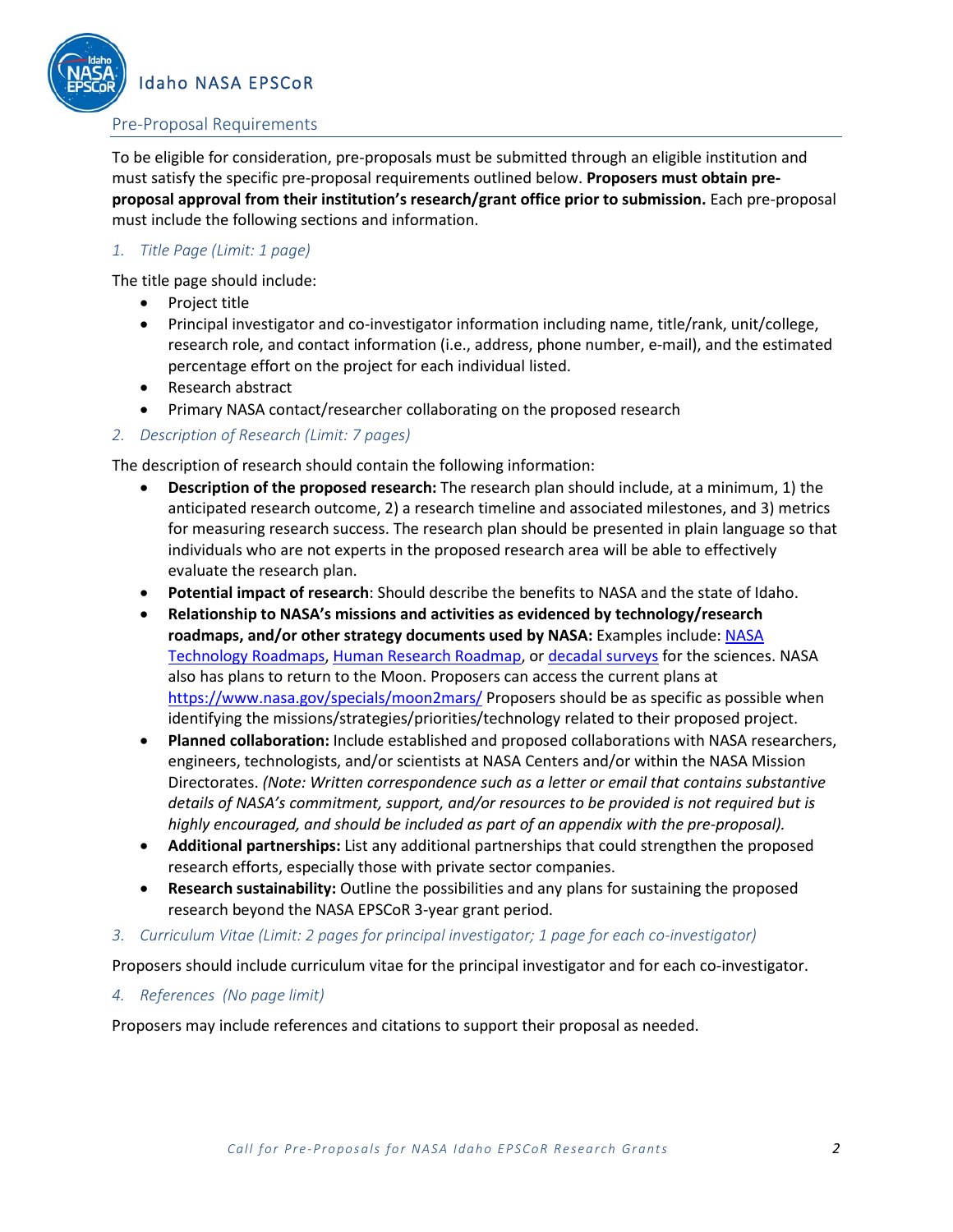## Pre-Proposal Requirements

To be eligible for consideration, pre-proposals must be submitted through an eligible institution and must satisfy the specific pre-proposal requirements outlined below. **Proposers must obtain pre-proposal approval from their institution's research/grant office prior to submission.** Each pre-proposal must include the following sections and information.

### *1. Title Page (Limit: 1 page)*

The title page should include:

- Project title
- Principal investigator and co-investigator information including name, title/rank, unit/college, research role, and contact information (i.e., address, phone number, e-mail), and the estimated percentage effort on the project for each individual listed.
- Research abstract
- Primary NASA contact/researcher collaborating on the proposed research

### *2. Description of Research (Limit: 7 pages)*

The description of research should contain the following information:

- **Description of the proposed research:** The research plan should include, at a minimum, 1) the anticipated research outcome, 2) a research timeline and associated milestones, and 3) metrics for measuring research success. The research plan should be presented in plain language so that individuals who are not experts in the proposed research area will be able to effectively evaluate the research plan.
- **Potential impact of research**: Should describe the benefits to NASA and the state of Idaho.
- **Relationship to NASA's missions and activities as evidenced by technology/research roadmaps, and/or other strategy documents used by NASA:** Examples include: NASA Technology Roadmaps, Human Research Roadmap, or decadal surveys for the sciences. NASA also has plans to return to the Moon. Proposers can access the current plans at https://www.nasa.gov/specials/moon2mars/ Proposers should be as specific as possible when identifying the missions/strategies/priorities/technology related to their proposed project.
- **Planned collaboration:** Include established and proposed collaborations with NASA researchers, engineers, technologists, and/or scientists at NASA Centers and/or within the NASA Mission Directorates. *(Note: Written correspondence such as a letter or email that contains substantive details of NASA's commitment, support, and/or resources to be provided is not required but is highly encouraged, and should be included as part of an appendix with the pre-proposal).*
- **Additional partnerships:** List any additional partnerships that could strengthen the proposed research efforts, especially those with private sector companies.
- **Research sustainability:** Outline the possibilities and any plans for sustaining the proposed research beyond the NASA EPSCoR 3-year grant period.

### *3. Curriculum Vitae (Limit: 2 pages for principal investigator; 1 page for each co-investigator)*

Proposers should include curriculum vitae for the principal investigator and for each co-investigator.

### *4. References (No page limit)*

Proposers may include references and citations to support their proposal as needed.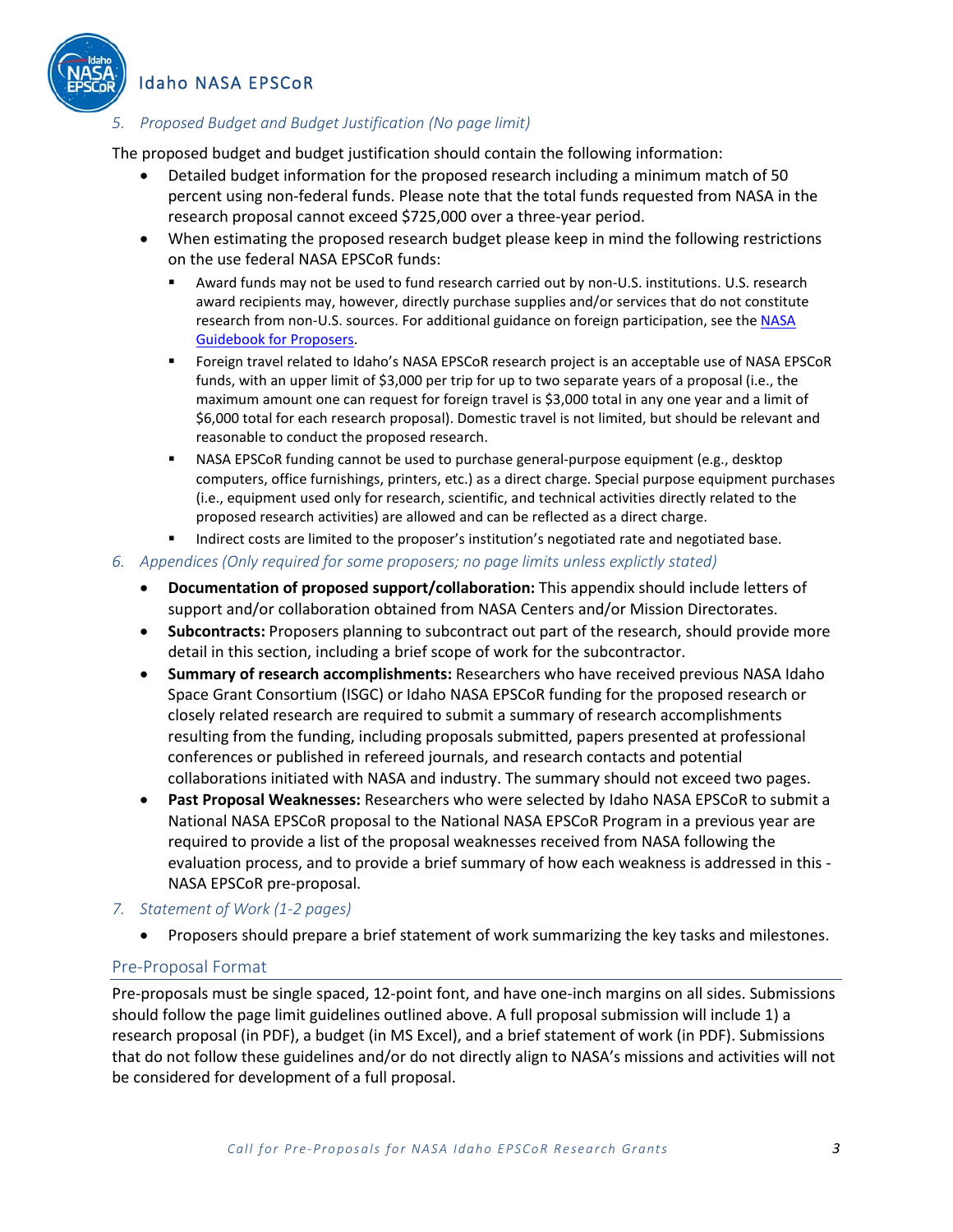*5. Proposed Budget and Budget Justification (No page limit)*

The proposed budget and budget justification should contain the following information:

- Detailed budget information for the proposed research including a minimum match of 50 percent using non-federal funds. Please note that the total funds requested from NASA in the research proposal cannot exceed $725,000 over a three-year period.
- When estimating the proposed research budget please keep in mind the following restrictions on the use federal NASA EPSCoR funds:
  - Award funds may not be used to fund research carried out by non-U.S. institutions. U.S. research award recipients may, however, directly purchase supplies and/or services that do not constitute research from non-U.S. sources. For additional guidance on foreign participation, see the NASA Guidebook for Proposers.
  - Foreign travel related to Idaho's NASA EPSCoR research project is an acceptable use of NASA EPSCoR funds, with an upper limit of $3,000 per trip for up to two separate years of a proposal (i.e., the maximum amount one can request for foreign travel is $3,000 total in any one year and a limit of $6,000 total for each research proposal). Domestic travel is not limited, but should be relevant and reasonable to conduct the proposed research.
  - NASA EPSCoR funding cannot be used to purchase general-purpose equipment (e.g., desktop computers, office furnishings, printers, etc.) as a direct charge. Special purpose equipment purchases (i.e., equipment used only for research, scientific, and technical activities directly related to the proposed research activities) are allowed and can be reflected as a direct charge.
  - Indirect costs are limited to the proposer's institution's negotiated rate and negotiated base.

*6. Appendices (Only required for some proposers; no page limits unless explicitly stated)*

- **Documentation of proposed support/collaboration:** This appendix should include letters of support and/or collaboration obtained from NASA Centers and/or Mission Directorates.
- **Subcontracts:** Proposers planning to subcontract out part of the research, should provide more detail in this section, including a brief scope of work for the subcontractor.
- **Summary of research accomplishments:** Researchers who have received previous NASA Idaho Space Grant Consortium (ISGC) or Idaho NASA EPSCoR funding for the proposed research or closely related research are required to submit a summary of research accomplishments resulting from the funding, including proposals submitted, papers presented at professional conferences or published in refereed journals, and research contacts and potential collaborations initiated with NASA and industry. The summary should not exceed two pages.
- **Past Proposal Weaknesses:** Researchers who were selected by Idaho NASA EPSCoR to submit a National NASA EPSCoR proposal to the National NASA EPSCoR Program in a previous year are required to provide a list of the proposal weaknesses received from NASA following the evaluation process, and to provide a brief summary of how each weakness is addressed in this - NASA EPSCoR pre-proposal.

*7. Statement of Work (1-2 pages)*

- Proposers should prepare a brief statement of work summarizing the key tasks and milestones.

## Pre-Proposal Format

Pre-proposals must be single spaced, 12-point font, and have one-inch margins on all sides. Submissions should follow the page limit guidelines outlined above. A full proposal submission will include 1) a research proposal (in PDF), a budget (in MS Excel), and a brief statement of work (in PDF). Submissions that do not follow these guidelines and/or do not directly align to NASA's missions and activities will not be considered for development of a full proposal.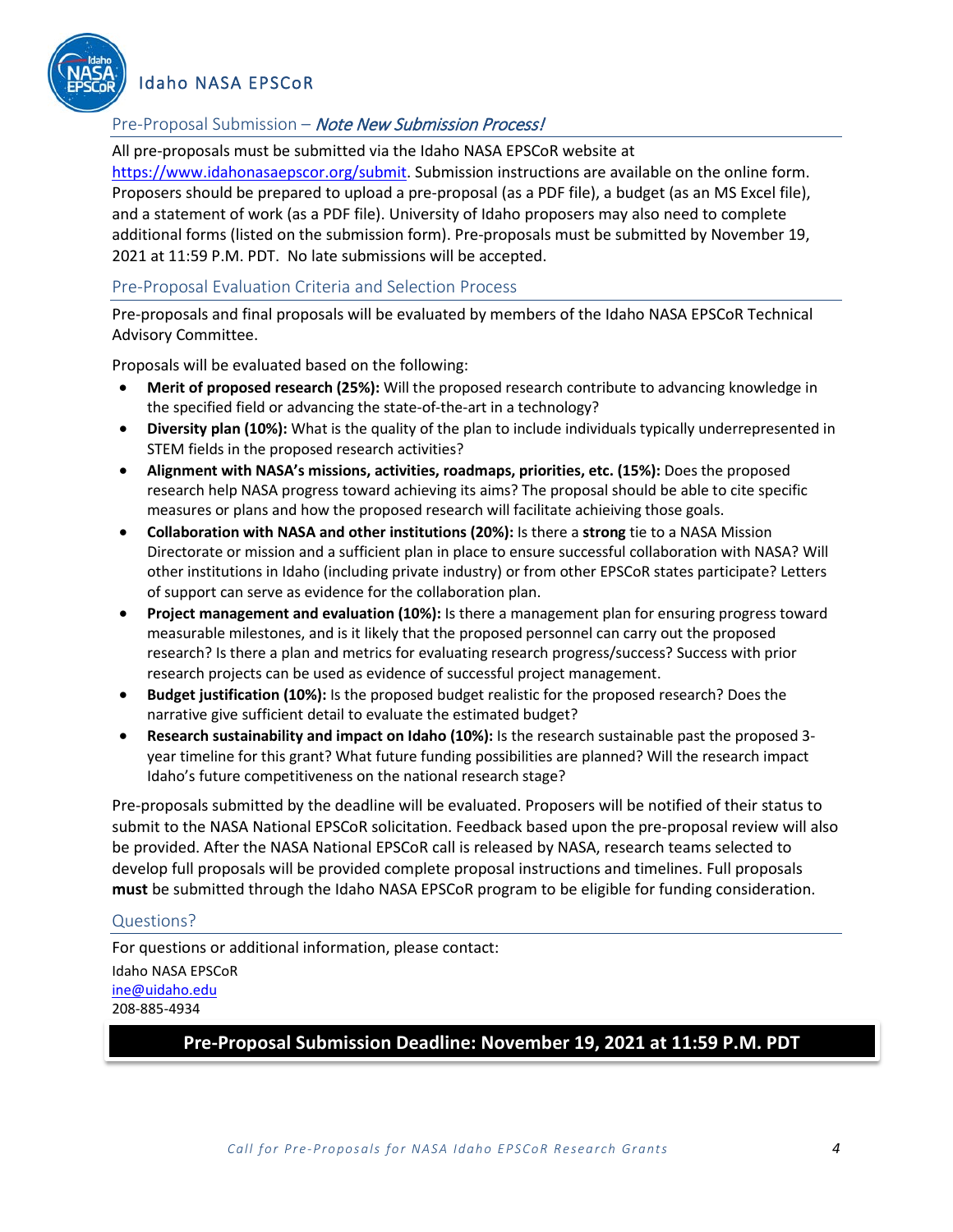## Pre-Proposal Submission – *Note New Submission Process!*

All pre-proposals must be submitted via the Idaho NASA EPSCoR website at https://www.idahonasaepscor.org/submit. Submission instructions are available on the online form. Proposers should be prepared to upload a pre-proposal (as a PDF file), a budget (as an MS Excel file), and a statement of work (as a PDF file). University of Idaho proposers may also need to complete additional forms (listed on the submission form). Pre-proposals must be submitted by November 19, 2021 at 11:59 P.M. PDT. No late submissions will be accepted.

## Pre-Proposal Evaluation Criteria and Selection Process

Pre-proposals and final proposals will be evaluated by members of the Idaho NASA EPSCoR Technical Advisory Committee.

Proposals will be evaluated based on the following:

- **Merit of proposed research (25%):** Will the proposed research contribute to advancing knowledge in the specified field or advancing the state-of-the-art in a technology?
- **Diversity plan (10%):** What is the quality of the plan to include individuals typically underrepresented in STEM fields in the proposed research activities?
- **Alignment with NASA's missions, activities, roadmaps, priorities, etc. (15%):** Does the proposed research help NASA progress toward achieving its aims? The proposal should be able to cite specific measures or plans and how the proposed research will facilitate achieiving those goals.
- **Collaboration with NASA and other institutions (20%):** Is there a **strong** tie to a NASA Mission Directorate or mission and a sufficient plan in place to ensure successful collaboration with NASA? Will other institutions in Idaho (including private industry) or from other EPSCoR states participate? Letters of support can serve as evidence for the collaboration plan.
- **Project management and evaluation (10%):** Is there a management plan for ensuring progress toward measurable milestones, and is it likely that the proposed personnel can carry out the proposed research? Is there a plan and metrics for evaluating research progress/success? Success with prior research projects can be used as evidence of successful project management.
- **Budget justification (10%):** Is the proposed budget realistic for the proposed research? Does the narrative give sufficient detail to evaluate the estimated budget?
- **Research sustainability and impact on Idaho (10%):** Is the research sustainable past the proposed 3-year timeline for this grant? What future funding possibilities are planned? Will the research impact Idaho's future competitiveness on the national research stage?

Pre-proposals submitted by the deadline will be evaluated. Proposers will be notified of their status to submit to the NASA National EPSCoR solicitation. Feedback based upon the pre-proposal review will also be provided. After the NASA National EPSCoR call is released by NASA, research teams selected to develop full proposals will be provided complete proposal instructions and timelines. Full proposals **must** be submitted through the Idaho NASA EPSCoR program to be eligible for funding consideration.

## Questions?

For questions or additional information, please contact:

Idaho NASA EPSCoR
ine@uidaho.edu
208-885-4934

**Pre-Proposal Submission Deadline: November 19, 2021 at 11:59 P.M. PDT**